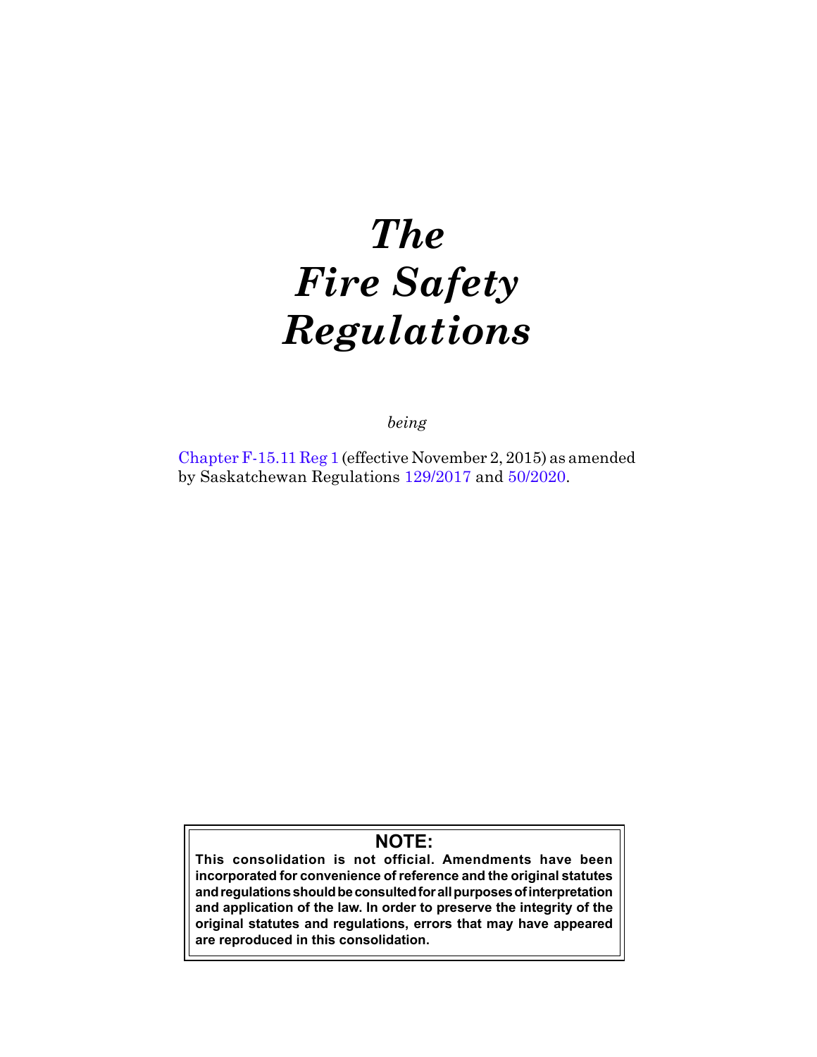# *The Fire Safety Regulations*

*being*

Chapter F-15.11 Reg 1 (effective November 2, 2015) as amended by Saskatchewan Regulations 129/2017 and 50/2020.

**NOTE:**
**This consolidation is not official. Amendments have been incorporated for convenience of reference and the original statutes and regulations should be consulted for all purposes of interpretation and application of the law. In order to preserve the integrity of the original statutes and regulations, errors that may have appeared are reproduced in this consolidation.**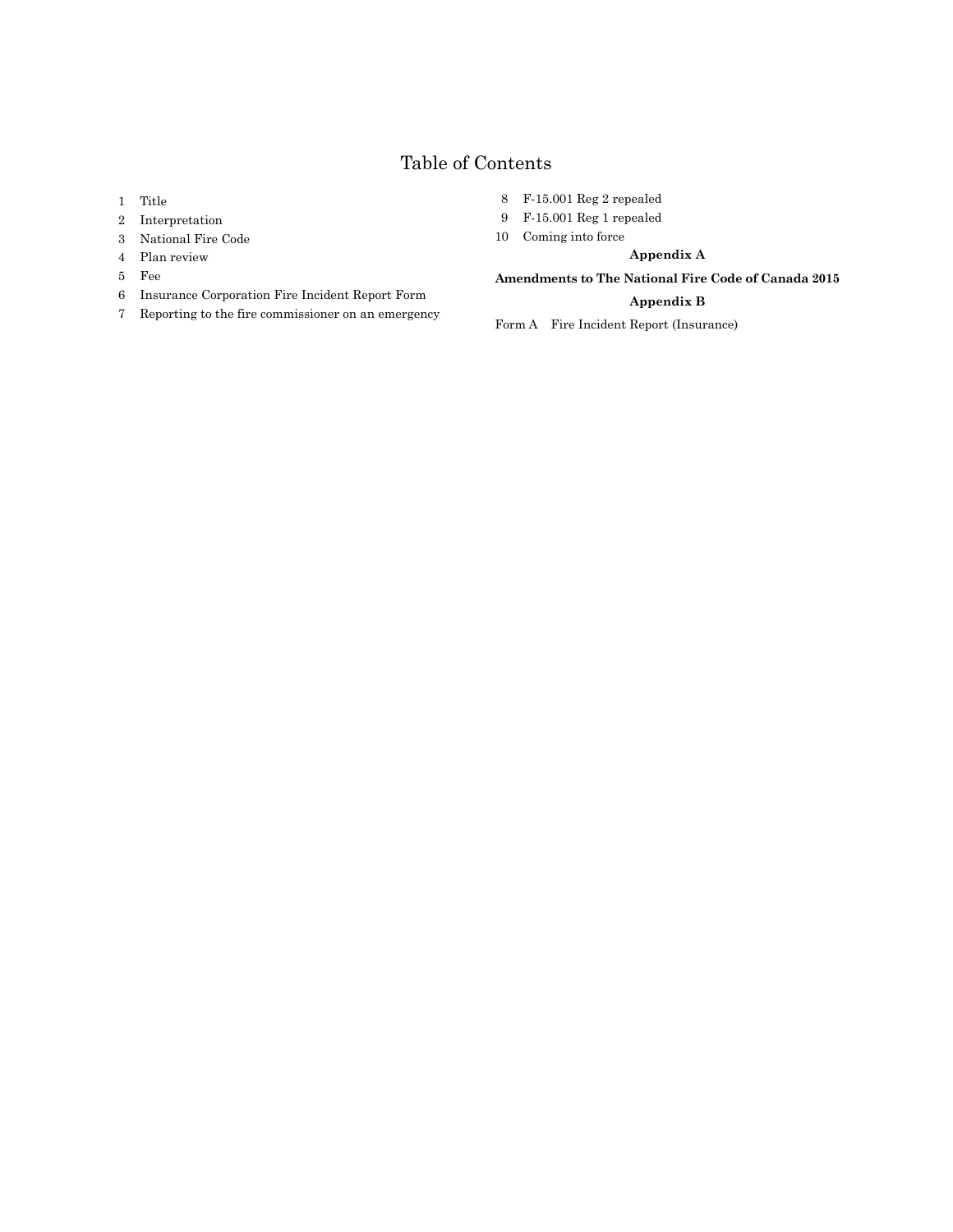# Table of Contents

1 Title

2 Interpretation

3 National Fire Code

4 Plan review

5 Fee

6 Insurance Corporation Fire Incident Report Form

7 Reporting to the fire commissioner on an emergency

8 F-15.001 Reg 2 repealed

9 F-15.001 Reg 1 repealed

10 Coming into force

**Appendix A**

**Amendments to The National Fire Code of Canada 2015**

**Appendix B**

Form A Fire Incident Report (Insurance)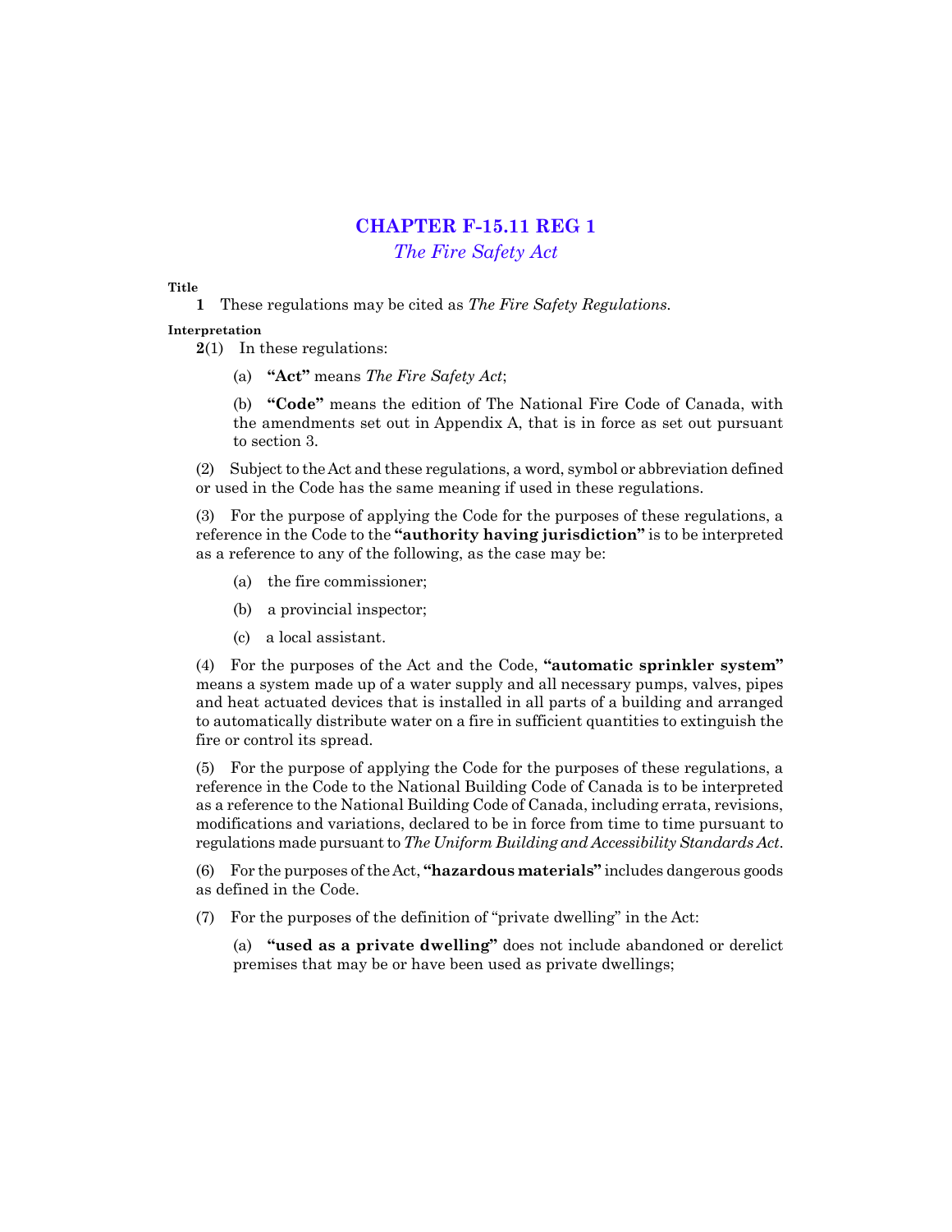# CHAPTER F-15.11 REG 1

*The Fire Safety Act*

**Title**

**1** These regulations may be cited as *The Fire Safety Regulations*.

**Interpretation**

**2**(1) In these regulations:

(a) **"Act"** means *The Fire Safety Act*;

(b) **"Code"** means the edition of The National Fire Code of Canada, with the amendments set out in Appendix A, that is in force as set out pursuant to section 3.

(2) Subject to the Act and these regulations, a word, symbol or abbreviation defined or used in the Code has the same meaning if used in these regulations.

(3) For the purpose of applying the Code for the purposes of these regulations, a reference in the Code to the **"authority having jurisdiction"** is to be interpreted as a reference to any of the following, as the case may be:

(a) the fire commissioner;

(b) a provincial inspector;

(c) a local assistant.

(4) For the purposes of the Act and the Code, **"automatic sprinkler system"** means a system made up of a water supply and all necessary pumps, valves, pipes and heat actuated devices that is installed in all parts of a building and arranged to automatically distribute water on a fire in sufficient quantities to extinguish the fire or control its spread.

(5) For the purpose of applying the Code for the purposes of these regulations, a reference in the Code to the National Building Code of Canada is to be interpreted as a reference to the National Building Code of Canada, including errata, revisions, modifications and variations, declared to be in force from time to time pursuant to regulations made pursuant to *The Uniform Building and Accessibility Standards Act*.

(6) For the purposes of the Act, **"hazardous materials"** includes dangerous goods as defined in the Code.

(7) For the purposes of the definition of "private dwelling" in the Act:

(a) **"used as a private dwelling"** does not include abandoned or derelict premises that may be or have been used as private dwellings;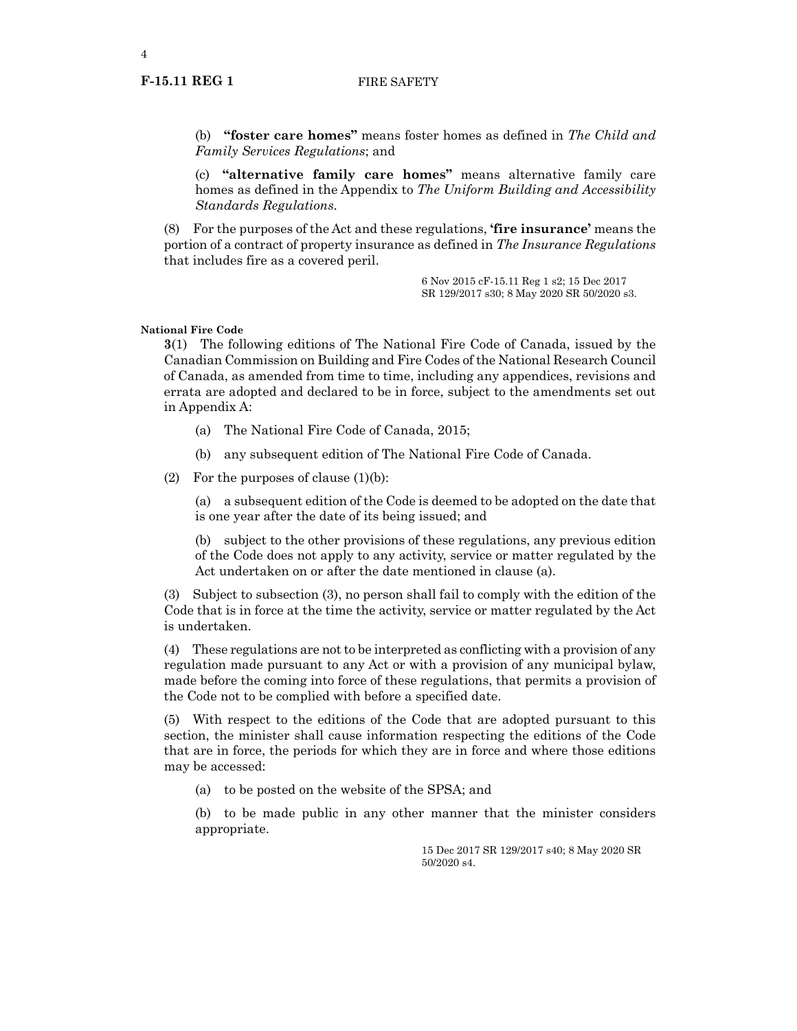(b) **"foster care homes"** means foster homes as defined in *The Child and Family Services Regulations*; and

(c) **"alternative family care homes"** means alternative family care homes as defined in the Appendix to *The Uniform Building and Accessibility Standards Regulations*.

(8) For the purposes of the Act and these regulations, **'fire insurance'** means the portion of a contract of property insurance as defined in *The Insurance Regulations* that includes fire as a covered peril.

6 Nov 2015 cF-15.11 Reg 1 s2; 15 Dec 2017 SR 129/2017 s30; 8 May 2020 SR 50/2020 s3.

**National Fire Code**

**3**(1) The following editions of The National Fire Code of Canada, issued by the Canadian Commission on Building and Fire Codes of the National Research Council of Canada, as amended from time to time, including any appendices, revisions and errata are adopted and declared to be in force, subject to the amendments set out in Appendix A:

(a) The National Fire Code of Canada, 2015;

(b) any subsequent edition of The National Fire Code of Canada.

(2) For the purposes of clause (1)(b):

(a) a subsequent edition of the Code is deemed to be adopted on the date that is one year after the date of its being issued; and

(b) subject to the other provisions of these regulations, any previous edition of the Code does not apply to any activity, service or matter regulated by the Act undertaken on or after the date mentioned in clause (a).

(3) Subject to subsection (3), no person shall fail to comply with the edition of the Code that is in force at the time the activity, service or matter regulated by the Act is undertaken.

(4) These regulations are not to be interpreted as conflicting with a provision of any regulation made pursuant to any Act or with a provision of any municipal bylaw, made before the coming into force of these regulations, that permits a provision of the Code not to be complied with before a specified date.

(5) With respect to the editions of the Code that are adopted pursuant to this section, the minister shall cause information respecting the editions of the Code that are in force, the periods for which they are in force and where those editions may be accessed:

(a) to be posted on the website of the SPSA; and

(b) to be made public in any other manner that the minister considers appropriate.

15 Dec 2017 SR 129/2017 s40; 8 May 2020 SR 50/2020 s4.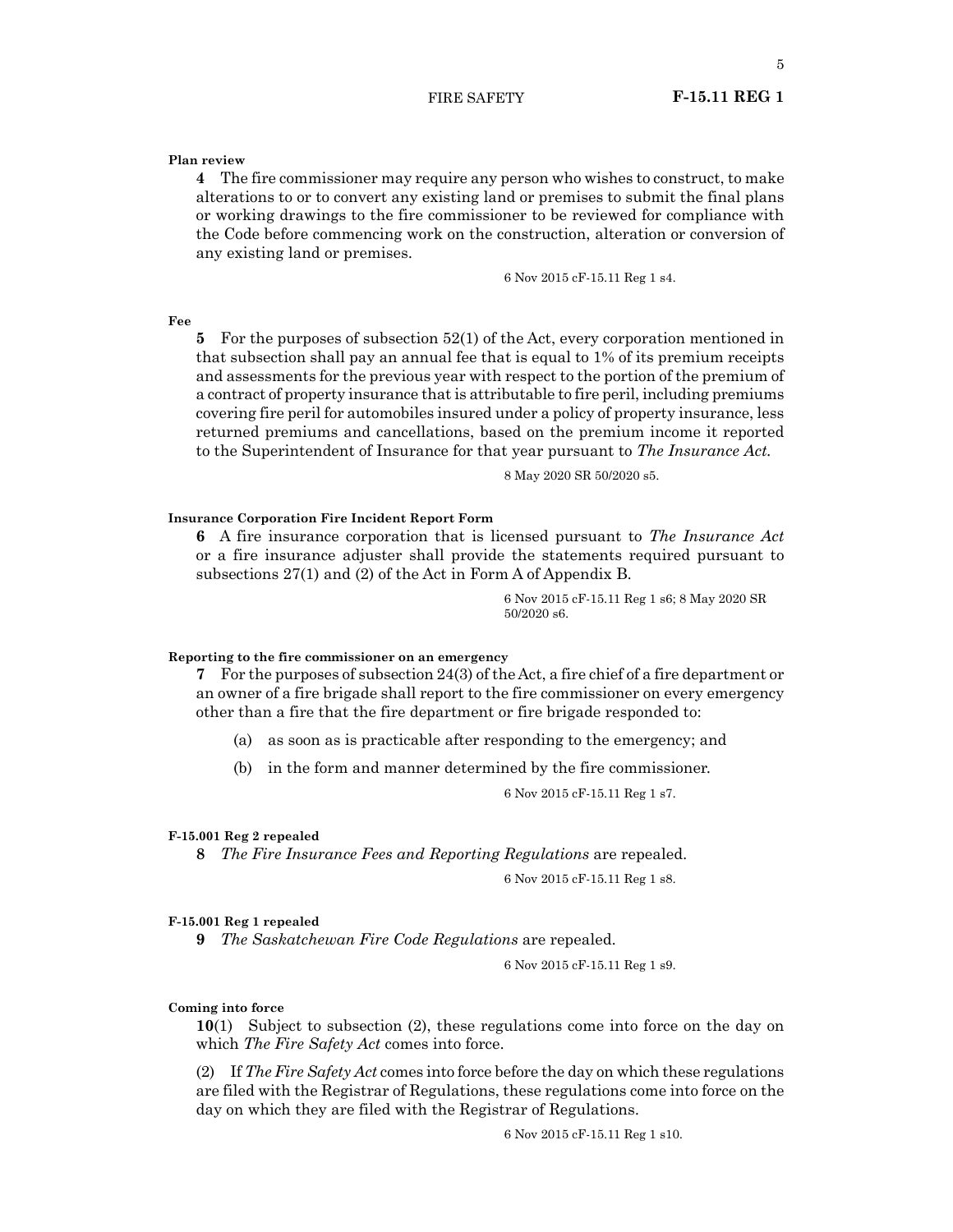**Plan review**

**4** The fire commissioner may require any person who wishes to construct, to make alterations to or to convert any existing land or premises to submit the final plans or working drawings to the fire commissioner to be reviewed for compliance with the Code before commencing work on the construction, alteration or conversion of any existing land or premises.

6 Nov 2015 cF-15.11 Reg 1 s4.

**Fee**

**5** For the purposes of subsection 52(1) of the Act, every corporation mentioned in that subsection shall pay an annual fee that is equal to 1% of its premium receipts and assessments for the previous year with respect to the portion of the premium of a contract of property insurance that is attributable to fire peril, including premiums covering fire peril for automobiles insured under a policy of property insurance, less returned premiums and cancellations, based on the premium income it reported to the Superintendent of Insurance for that year pursuant to *The Insurance Act*.

8 May 2020 SR 50/2020 s5.

**Insurance Corporation Fire Incident Report Form**

**6** A fire insurance corporation that is licensed pursuant to *The Insurance Act* or a fire insurance adjuster shall provide the statements required pursuant to subsections 27(1) and (2) of the Act in Form A of Appendix B.

6 Nov 2015 cF-15.11 Reg 1 s6; 8 May 2020 SR 50/2020 s6.

**Reporting to the fire commissioner on an emergency**

**7** For the purposes of subsection 24(3) of the Act, a fire chief of a fire department or an owner of a fire brigade shall report to the fire commissioner on every emergency other than a fire that the fire department or fire brigade responded to:

(a) as soon as is practicable after responding to the emergency; and

(b) in the form and manner determined by the fire commissioner.

6 Nov 2015 cF-15.11 Reg 1 s7.

**F-15.001 Reg 2 repealed**

**8** *The Fire Insurance Fees and Reporting Regulations* are repealed.

6 Nov 2015 cF-15.11 Reg 1 s8.

**F-15.001 Reg 1 repealed**

**9** *The Saskatchewan Fire Code Regulations* are repealed.

6 Nov 2015 cF-15.11 Reg 1 s9.

**Coming into force**

**10**(1) Subject to subsection (2), these regulations come into force on the day on which *The Fire Safety Act* comes into force.

(2) If *The Fire Safety Act* comes into force before the day on which these regulations are filed with the Registrar of Regulations, these regulations come into force on the day on which they are filed with the Registrar of Regulations.

6 Nov 2015 cF-15.11 Reg 1 s10.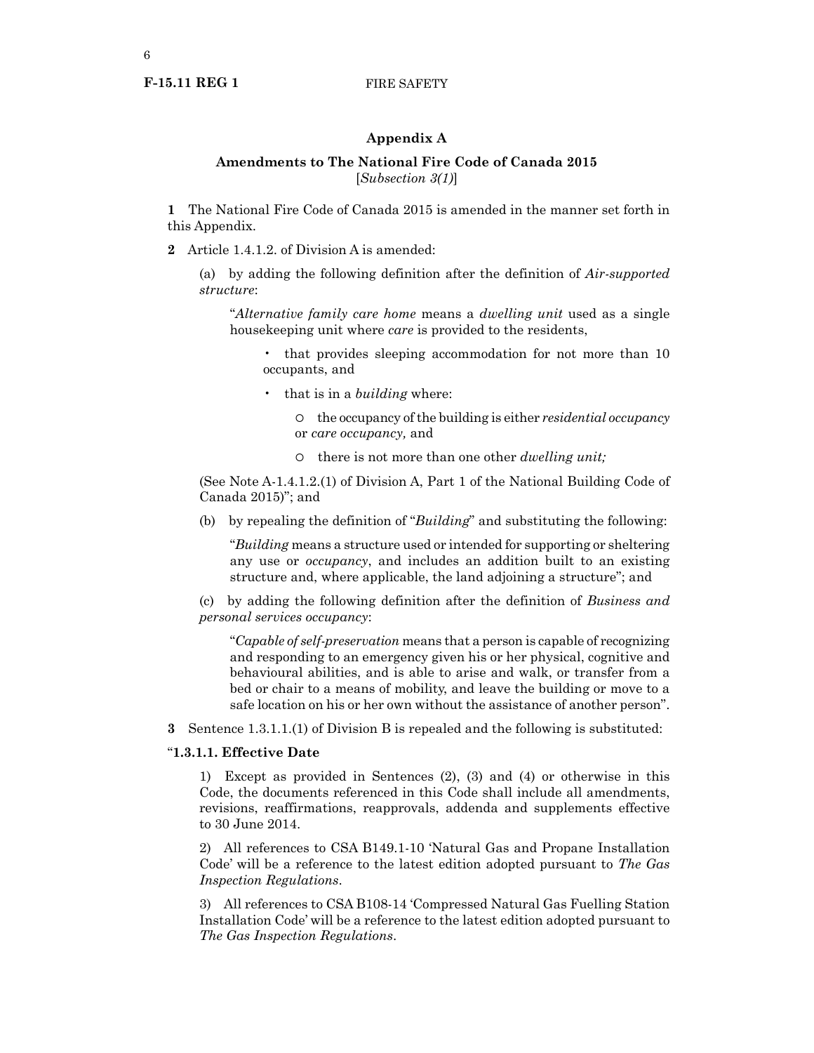## Appendix A

### Amendments to The National Fire Code of Canada 2015

[*Subsection 3(1)*]

**1** The National Fire Code of Canada 2015 is amended in the manner set forth in this Appendix.

**2** Article 1.4.1.2. of Division A is amended:

(a) by adding the following definition after the definition of *Air-supported structure*:

"*Alternative family care home* means a *dwelling unit* used as a single housekeeping unit where *care* is provided to the residents,

- that provides sleeping accommodation for not more than 10 occupants, and
- that is in a *building* where:
  - the occupancy of the building is either *residential occupancy* or *care occupancy,* and
  - there is not more than one other *dwelling unit;*

(See Note A-1.4.1.2.(1) of Division A, Part 1 of the National Building Code of Canada 2015)"; and

(b) by repealing the definition of "*Building*" and substituting the following:

"*Building* means a structure used or intended for supporting or sheltering any use or *occupancy*, and includes an addition built to an existing structure and, where applicable, the land adjoining a structure"; and

(c) by adding the following definition after the definition of *Business and personal services occupancy*:

"*Capable of self-preservation* means that a person is capable of recognizing and responding to an emergency given his or her physical, cognitive and behavioural abilities, and is able to arise and walk, or transfer from a bed or chair to a means of mobility, and leave the building or move to a safe location on his or her own without the assistance of another person".

**3** Sentence 1.3.1.1.(1) of Division B is repealed and the following is substituted:

"**1.3.1.1. Effective Date**

1) Except as provided in Sentences (2), (3) and (4) or otherwise in this Code, the documents referenced in this Code shall include all amendments, revisions, reaffirmations, reapprovals, addenda and supplements effective to 30 June 2014.

2) All references to CSA B149.1-10 'Natural Gas and Propane Installation Code' will be a reference to the latest edition adopted pursuant to *The Gas Inspection Regulations*.

3) All references to CSA B108-14 'Compressed Natural Gas Fuelling Station Installation Code' will be a reference to the latest edition adopted pursuant to *The Gas Inspection Regulations*.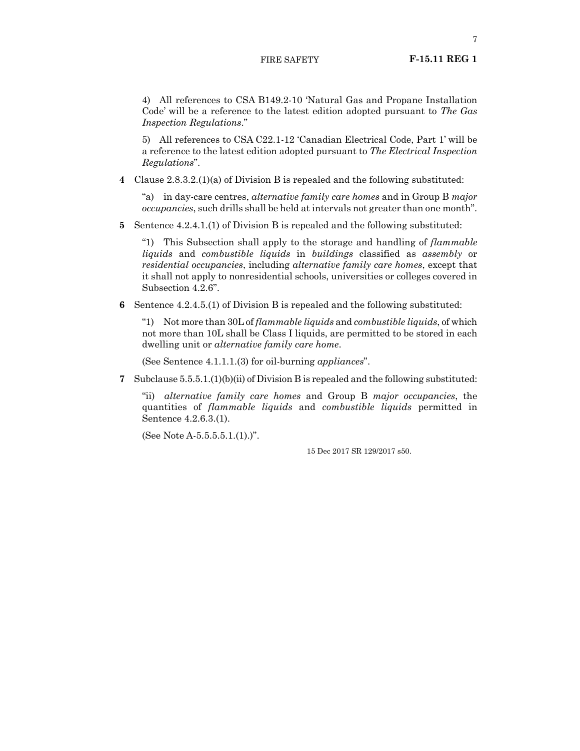4) All references to CSA B149.2-10 'Natural Gas and Propane Installation Code' will be a reference to the latest edition adopted pursuant to *The Gas Inspection Regulations*."

5) All references to CSA C22.1-12 'Canadian Electrical Code, Part 1' will be a reference to the latest edition adopted pursuant to *The Electrical Inspection Regulations*".

**4** Clause 2.8.3.2.(1)(a) of Division B is repealed and the following substituted:

"a) in day-care centres, *alternative family care homes* and in Group B *major occupancies*, such drills shall be held at intervals not greater than one month".

**5** Sentence 4.2.4.1.(1) of Division B is repealed and the following substituted:

"1) This Subsection shall apply to the storage and handling of *flammable liquids* and *combustible liquids* in *buildings* classified as *assembly* or *residential occupancies*, including *alternative family care homes*, except that it shall not apply to nonresidential schools, universities or colleges covered in Subsection 4.2.6".

**6** Sentence 4.2.4.5.(1) of Division B is repealed and the following substituted:

"1) Not more than 30L of *flammable liquids* and *combustible liquids*, of which not more than 10L shall be Class I liquids, are permitted to be stored in each dwelling unit or *alternative family care home*.

(See Sentence 4.1.1.1.(3) for oil-burning *appliances*".

**7** Subclause 5.5.5.1.(1)(b)(ii) of Division B is repealed and the following substituted:

"ii) *alternative family care homes* and Group B *major occupancies*, the quantities of *flammable liquids* and *combustible liquids* permitted in Sentence 4.2.6.3.(1).

(See Note A-5.5.5.5.1.(1).)".

15 Dec 2017 SR 129/2017 s50.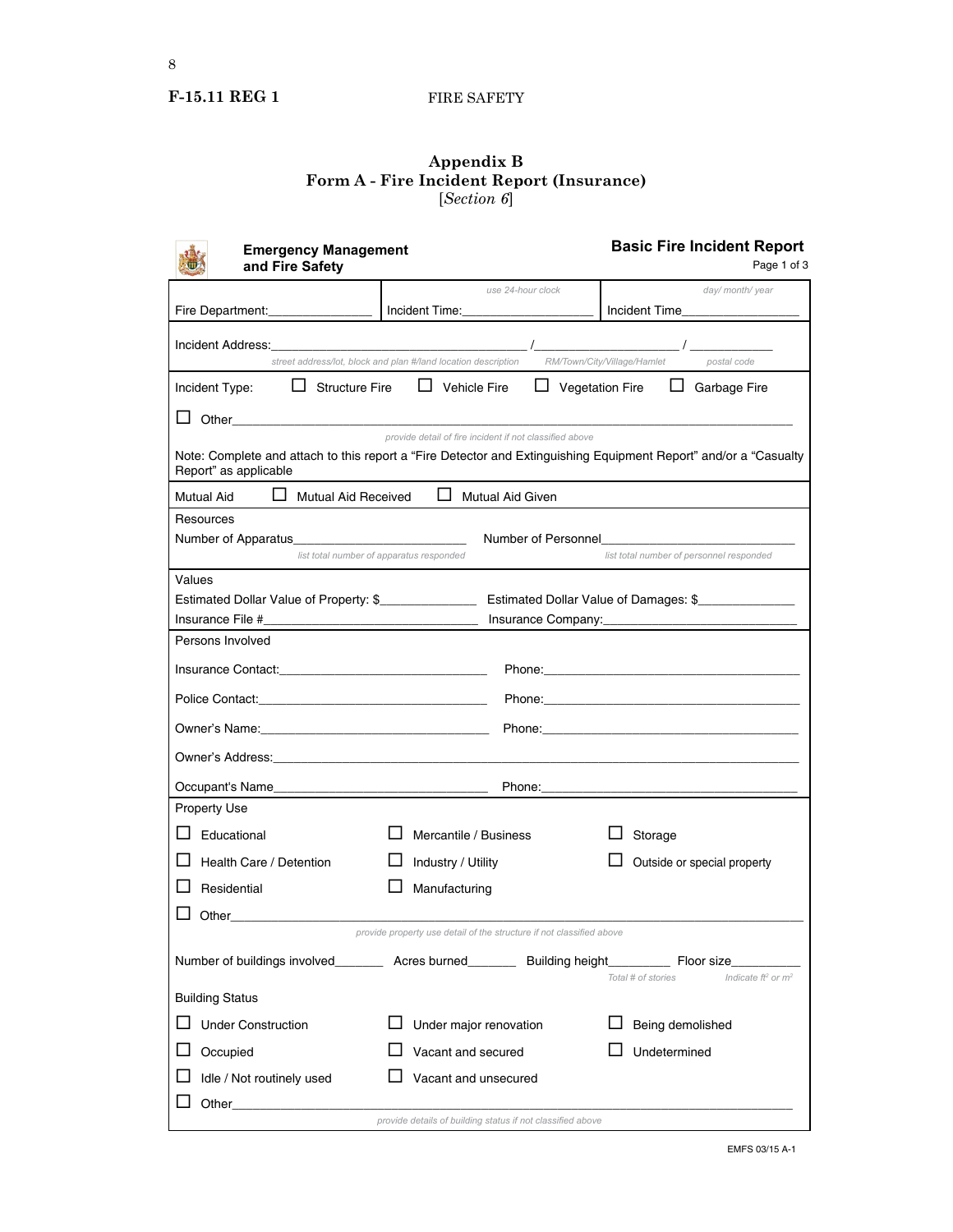## Appendix B
## Form A - Fire Incident Report (Insurance)
[*Section 6*]

**Emergency Management and Fire Safety**

**Basic Fire Incident Report**
Page 1 of 3

| Fire Department:_______________ | Incident Time:___________________ *use 24-hour clock* | Incident Time_________________ *day/ month/ year* |
|---|---|---|

Incident Address:___________________________________ /____________________ / ____________
*street address/lot, block and plan #/land location description* — *RM/Town/City/Village/Hamlet* — *postal code*

Incident Type: ☐ Structure Fire ☐ Vehicle Fire ☐ Vegetation Fire ☐ Garbage Fire

☐ Other_______________________________________________________________________
*provide detail of fire incident if not classified above*

Note: Complete and attach to this report a "Fire Detector and Extinguishing Equipment Report" and/or a "Casualty Report" as applicable

Mutual Aid ☐ Mutual Aid Received ☐ Mutual Aid Given

Resources

Number of Apparatus________________________ *list total number of apparatus responded*

Number of Personnel__________________________ *list total number of personnel responded*

Values

Estimated Dollar Value of Property: $_____________ Estimated Dollar Value of Damages: $_____________

Insurance File #______________________________ Insurance Company:___________________________

Persons Involved

Insurance Contact:_____________________________ Phone:_____________________________________

Police Contact:________________________________ Phone:_____________________________________

Owner's Name:________________________________ Phone:_____________________________________

Owner's Address:___________________________________________________________________________

Occupant's Name_____________________________ Phone:_____________________________________

Property Use

☐ Educational ☐ Mercantile / Business ☐ Storage

☐ Health Care / Detention ☐ Industry / Utility ☐ Outside or special property

☐ Residential ☐ Manufacturing

☐ Other___________________________________________________________________________
*provide property use detail of the structure if not classified above*

Number of buildings involved_______ Acres burned_______ Building height_________ *Total # of stories* Floor size__________ *Indicate ft² or m²*

Building Status

☐ Under Construction ☐ Under major renovation ☐ Being demolished

☐ Occupied ☐ Vacant and secured ☐ Undetermined

☐ Idle / Not routinely used ☐ Vacant and unsecured

☐ Other___________________________________________________________________________
*provide details of building status if not classified above*

EMFS 03/15 A-1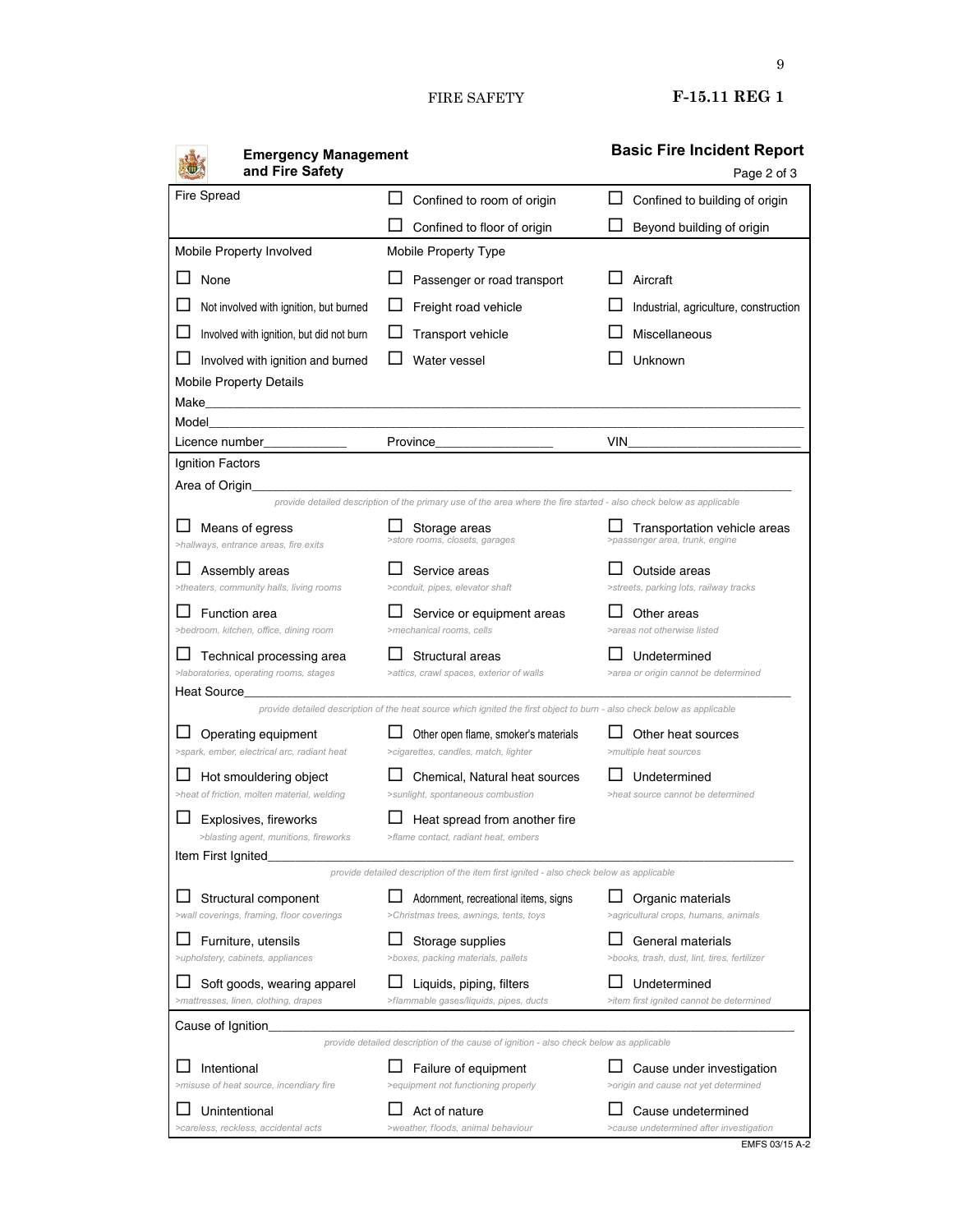**Emergency Management and Fire Safety**

## Basic Fire Incident Report

Page 2 of 3

| Fire Spread | ☐ Confined to room of origin | ☐ Confined to building of origin |
|---|---|---|
| | ☐ Confined to floor of origin | ☐ Beyond building of origin |

| Mobile Property Involved | Mobile Property Type | |
|---|---|---|
| ☐ None | ☐ Passenger or road transport | ☐ Aircraft |
| ☐ Not involved with ignition, but burned | ☐ Freight road vehicle | ☐ Industrial, agriculture, construction |
| ☐ Involved with ignition, but did not burn | ☐ Transport vehicle | ☐ Miscellaneous |
| ☐ Involved with ignition and burned | ☐ Water vessel | ☐ Unknown |

Mobile Property Details

Make_______________________________________________

Model______________________________________________

Licence number____________ Province________________ VIN________________________

### Ignition Factors

Area of Origin_______________________________________________

*provide detailed description of the primary use of the area where the fire started - also check below as applicable*

| | | |
|---|---|---|
| ☐ Means of egress<br>*>hallways, entrance areas, fire exits* | ☐ Storage areas<br>*>store rooms, closets, garages* | ☐ Transportation vehicle areas<br>*>passenger area, trunk, engine* |
| ☐ Assembly areas<br>*>theaters, community halls, living rooms* | ☐ Service areas<br>*>conduit, pipes, elevator shaft* | ☐ Outside areas<br>*>streets, parking lots, railway tracks* |
| ☐ Function area<br>*>bedroom, kitchen, office, dining room* | ☐ Service or equipment areas<br>*>mechanical rooms, cells* | ☐ Other areas<br>*>areas not otherwise listed* |
| ☐ Technical processing area<br>*>laboratories, operating rooms, stages* | ☐ Structural areas<br>*>attics, crawl spaces, exterior of walls* | ☐ Undetermined<br>*>area or origin cannot be determined* |

Heat Source_______________________________________________

*provide detailed description of the heat source which ignited the first object to burn - also check below as applicable*

| | | |
|---|---|---|
| ☐ Operating equipment<br>*>spark, ember, electrical arc, radiant heat* | ☐ Other open flame, smoker's materials<br>*>cigarettes, candles, match, lighter* | ☐ Other heat sources<br>*>multiple heat sources* |
| ☐ Hot smouldering object<br>*>heat of friction, molten material, welding* | ☐ Chemical, Natural heat sources<br>*>sunlight, spontaneous combustion* | ☐ Undetermined<br>*>heat source cannot be determined* |
| ☐ Explosives, fireworks<br>*>blasting agent, munitions, fireworks* | ☐ Heat spread from another fire<br>*>flame contact, radiant heat, embers* | |

Item First Ignited_______________________________________________

*provide detailed description of the item first ignited - also check below as applicable*

| | | |
|---|---|---|
| ☐ Structural component<br>*>wall coverings, framing, floor coverings* | ☐ Adornment, recreational items, signs<br>*>Christmas trees, awnings, tents, toys* | ☐ Organic materials<br>*>agricultural crops, humans, animals* |
| ☐ Furniture, utensils<br>*>upholstery, cabinets, appliances* | ☐ Storage supplies<br>*>boxes, packing materials, pallets* | ☐ General materials<br>*>books, trash, dust, lint, tires, fertilizer* |
| ☐ Soft goods, wearing apparel<br>*>mattresses, linen, clothing, drapes* | ☐ Liquids, piping, filters<br>*>flammable gases/liquids, pipes, ducts* | ☐ Undetermined<br>*>item first ignited cannot be determined* |

Cause of Ignition_______________________________________________

*provide detailed description of the cause of ignition - also check below as applicable*

| | | |
|---|---|---|
| ☐ Intentional<br>*>misuse of heat source, incendiary fire* | ☐ Failure of equipment<br>*>equipment not functioning properly* | ☐ Cause under investigation<br>*>origin and cause not yet determined* |
| ☐ Unintentional<br>*>careless, reckless, accidental acts* | ☐ Act of nature<br>*>weather, floods, animal behaviour* | ☐ Cause undetermined<br>*>cause undetermined after investigation* |

EMFS 03/15 A-2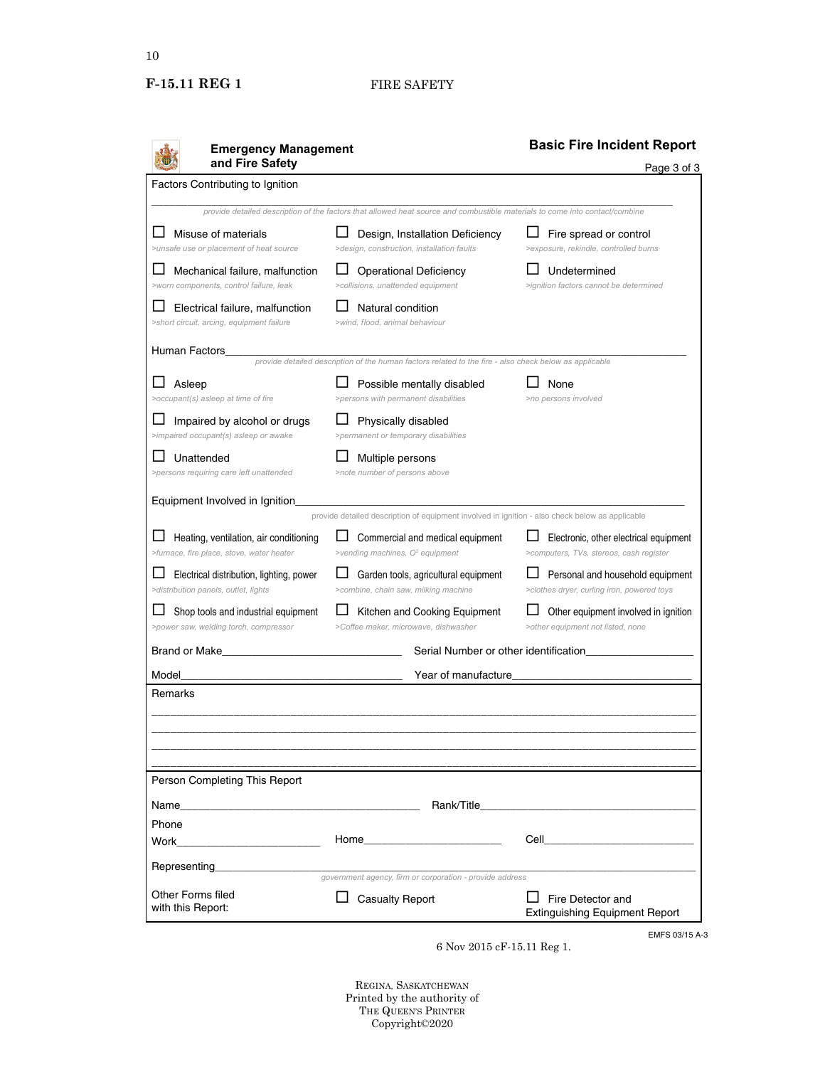**Emergency Management and Fire Safety**

**Basic Fire Incident Report**

Page 3 of 3

Factors Contributing to Ignition

______________________________________________________________________________

*provide detailed description of the factors that allowed heat source and combustible materials to come into contact/combine*

- ☐ Misuse of materials
  *>unsafe use or placement of heat source*
- ☐ Design, Installation Deficiency
  *>design, construction, installation faults*
- ☐ Fire spread or control
  *>exposure, rekindle, controlled burns*
- ☐ Mechanical failure, malfunction
  *>worn components, control failure, leak*
- ☐ Operational Deficiency
  *>collisions, unattended equipment*
- ☐ Undetermined
  *>ignition factors cannot be determined*
- ☐ Electrical failure, malfunction
  *>short circuit, arcing, equipment failure*
- ☐ Natural condition
  *>wind, flood, animal behaviour*

Human Factors______________________________________________________________________

*provide detailed description of the human factors related to the fire - also check below as applicable*

- ☐ Asleep
  *>occupant(s) asleep at time of fire*
- ☐ Possible mentally disabled
  *>persons with permanent disabilities*
- ☐ None
  *>no persons involved*
- ☐ Impaired by alcohol or drugs
  *>impaired occupant(s) asleep or awake*
- ☐ Physically disabled
  *>permanent or temporary disabilities*
- ☐ Unattended
  *>persons requiring care left unattended*
- ☐ Multiple persons
  *>note number of persons above*

Equipment Involved in Ignition_______________________________________________________

provide detailed description of equipment involved in ignition - also check below as applicable

- ☐ Heating, ventilation, air conditioning
  *>furnace, fire place, stove, water heater*
- ☐ Commercial and medical equipment
  *>vending machines, $O^2$ equipment*
- ☐ Electronic, other electrical equipment
  *>computers, TVs, stereos, cash register*
- ☐ Electrical distribution, lighting, power
  *>distribution panels, outlet, lights*
- ☐ Garden tools, agricultural equipment
  *>combine, chain saw, milking machine*
- ☐ Personal and household equipment
  *>clothes dryer, curling iron, powered toys*
- ☐ Shop tools and industrial equipment
  *>power saw, welding torch, compressor*
- ☐ Kitchen and Cooking Equipment
  *>Coffee maker, microwave, dishwasher*
- ☐ Other equipment involved in ignition
  *>other equipment not listed, none*

Brand or Make______________________________ Serial Number or other identification__________________

Model____________________________________ Year of manufacture______________________________

Remarks

______________________________________________________________________________

______________________________________________________________________________

______________________________________________________________________________

______________________________________________________________________________

Person Completing This Report

Name________________________________________ Rank/Title____________________________________

Phone

Work________________________ Home_______________________ Cell__________________________

Representing__________________________________________________________________________

*government agency, firm or corporation - provide address*

Other Forms filed with this Report: ☐ Casualty Report ☐ Fire Detector and Extinguishing Equipment Report

EMFS 03/15 A-3

6 Nov 2015 cF-15.11 Reg 1.

REGINA, SASKATCHEWAN
Printed by the authority of
THE QUEEN'S PRINTER
Copyright©2020